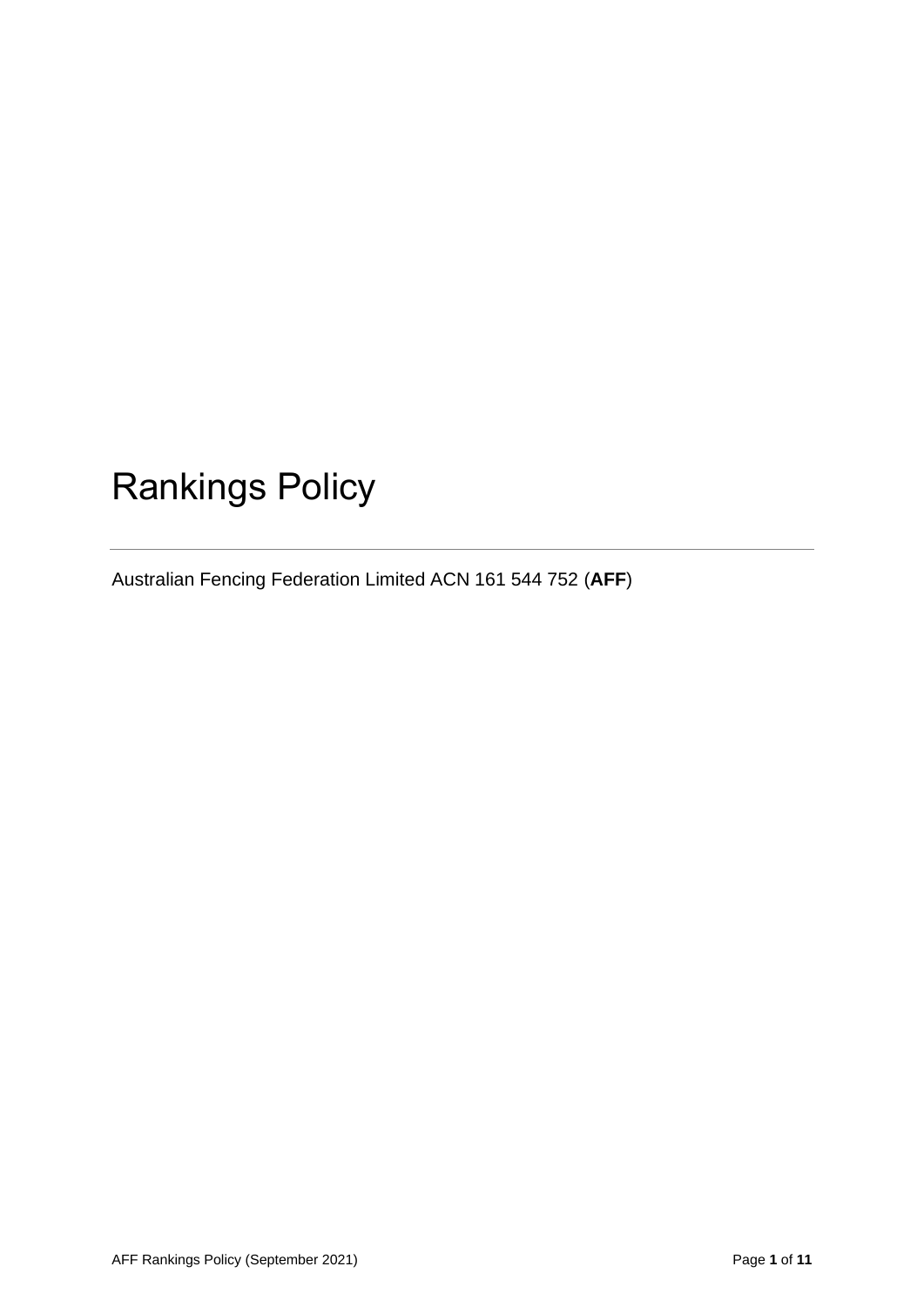# Rankings Policy

---

Australian Fencing Federation Limited ACN 161 544 752 (**AFF**)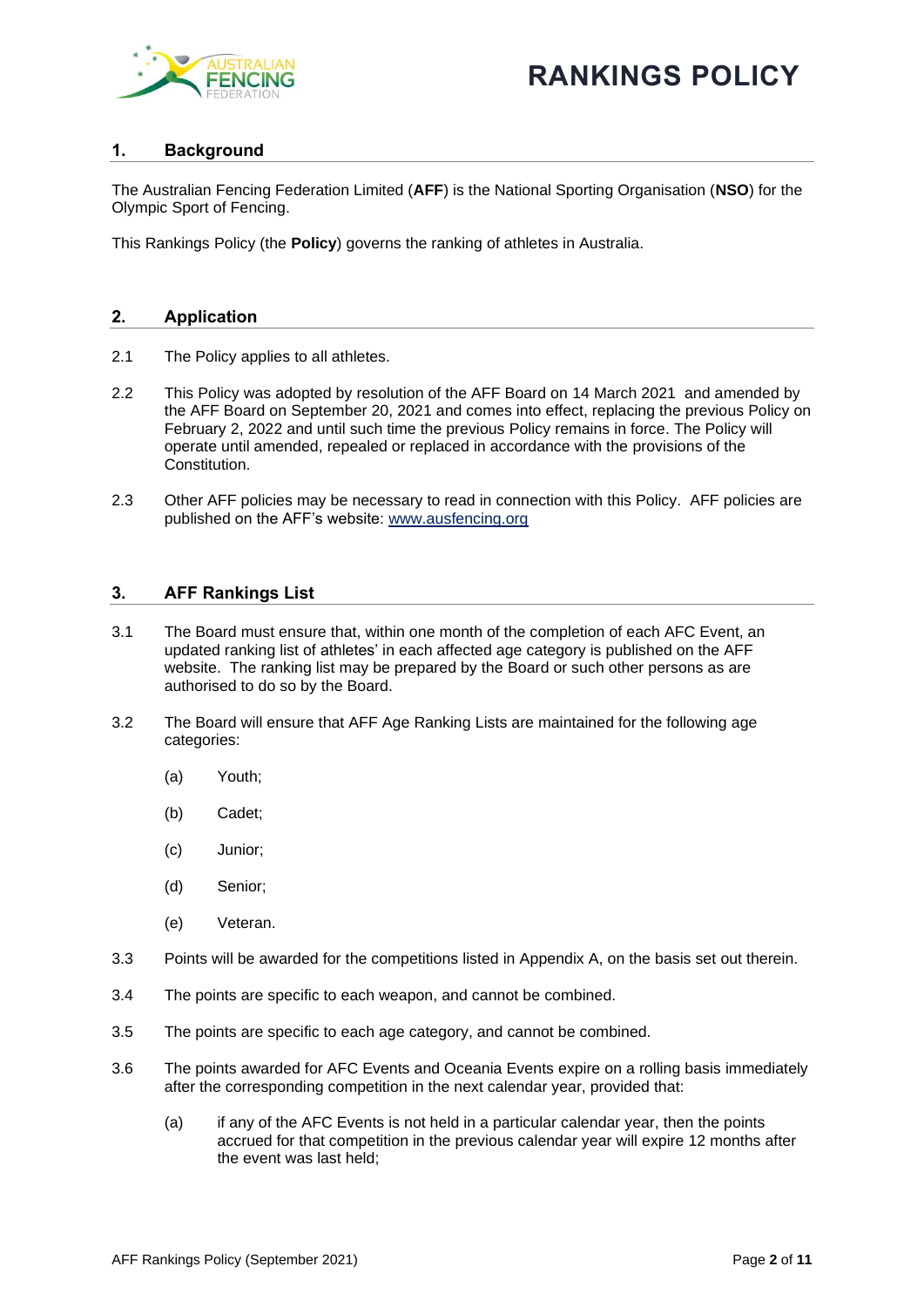## 1. Background

The Australian Fencing Federation Limited (**AFF**) is the National Sporting Organisation (**NSO**) for the Olympic Sport of Fencing.

This Rankings Policy (the **Policy**) governs the ranking of athletes in Australia.

## 2. Application

2.1 The Policy applies to all athletes.

2.2 This Policy was adopted by resolution of the AFF Board on 14 March 2021 and amended by the AFF Board on September 20, 2021 and comes into effect, replacing the previous Policy on February 2, 2022 and until such time the previous Policy remains in force. The Policy will operate until amended, repealed or replaced in accordance with the provisions of the Constitution.

2.3 Other AFF policies may be necessary to read in connection with this Policy. AFF policies are published on the AFF's website: [www.ausfencing.org](www.ausfencing.org)

## 3. AFF Rankings List

3.1 The Board must ensure that, within one month of the completion of each AFC Event, an updated ranking list of athletes' in each affected age category is published on the AFF website. The ranking list may be prepared by the Board or such other persons as are authorised to do so by the Board.

3.2 The Board will ensure that AFF Age Ranking Lists are maintained for the following age categories:

(a) Youth;

(b) Cadet;

(c) Junior;

(d) Senior;

(e) Veteran.

3.3 Points will be awarded for the competitions listed in Appendix A, on the basis set out therein.

3.4 The points are specific to each weapon, and cannot be combined.

3.5 The points are specific to each age category, and cannot be combined.

3.6 The points awarded for AFC Events and Oceania Events expire on a rolling basis immediately after the corresponding competition in the next calendar year, provided that:

(a) if any of the AFC Events is not held in a particular calendar year, then the points accrued for that competition in the previous calendar year will expire 12 months after the event was last held;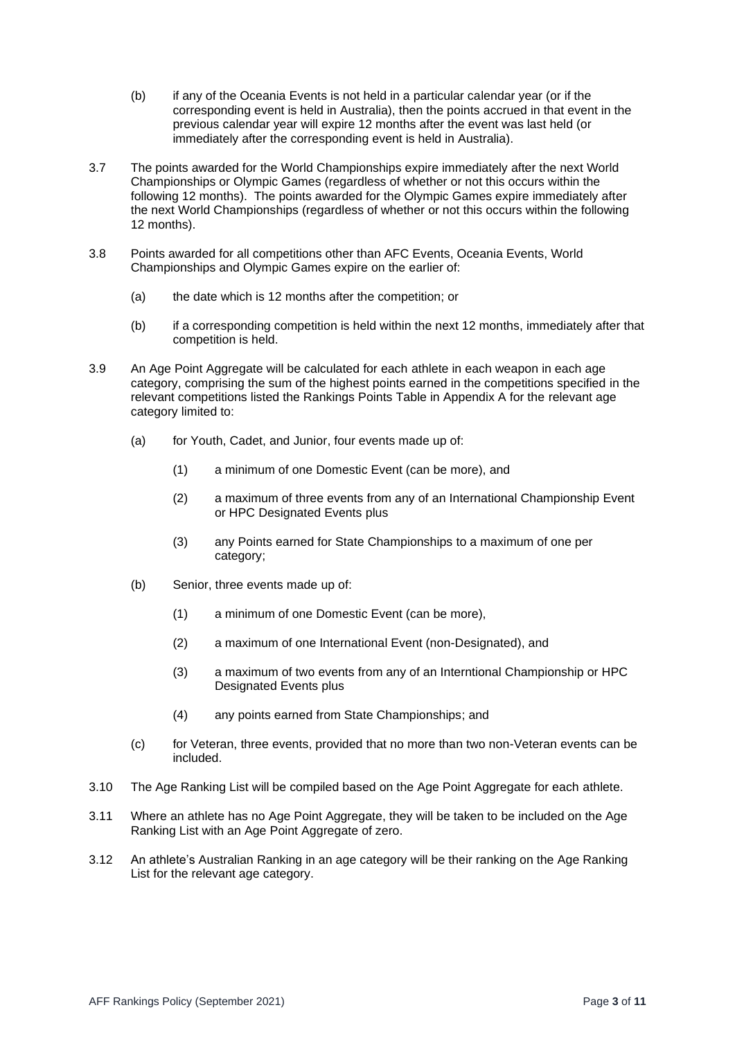(b) if any of the Oceania Events is not held in a particular calendar year (or if the corresponding event is held in Australia), then the points accrued in that event in the previous calendar year will expire 12 months after the event was last held (or immediately after the corresponding event is held in Australia).

3.7 The points awarded for the World Championships expire immediately after the next World Championships or Olympic Games (regardless of whether or not this occurs within the following 12 months). The points awarded for the Olympic Games expire immediately after the next World Championships (regardless of whether or not this occurs within the following 12 months).

3.8 Points awarded for all competitions other than AFC Events, Oceania Events, World Championships and Olympic Games expire on the earlier of:

(a) the date which is 12 months after the competition; or

(b) if a corresponding competition is held within the next 12 months, immediately after that competition is held.

3.9 An Age Point Aggregate will be calculated for each athlete in each weapon in each age category, comprising the sum of the highest points earned in the competitions specified in the relevant competitions listed the Rankings Points Table in Appendix A for the relevant age category limited to:

(a) for Youth, Cadet, and Junior, four events made up of:

(1) a minimum of one Domestic Event (can be more), and

(2) a maximum of three events from any of an International Championship Event or HPC Designated Events plus

(3) any Points earned for State Championships to a maximum of one per category;

(b) Senior, three events made up of:

(1) a minimum of one Domestic Event (can be more),

(2) a maximum of one International Event (non-Designated), and

(3) a maximum of two events from any of an Interntional Championship or HPC Designated Events plus

(4) any points earned from State Championships; and

(c) for Veteran, three events, provided that no more than two non-Veteran events can be included.

3.10 The Age Ranking List will be compiled based on the Age Point Aggregate for each athlete.

3.11 Where an athlete has no Age Point Aggregate, they will be taken to be included on the Age Ranking List with an Age Point Aggregate of zero.

3.12 An athlete's Australian Ranking in an age category will be their ranking on the Age Ranking List for the relevant age category.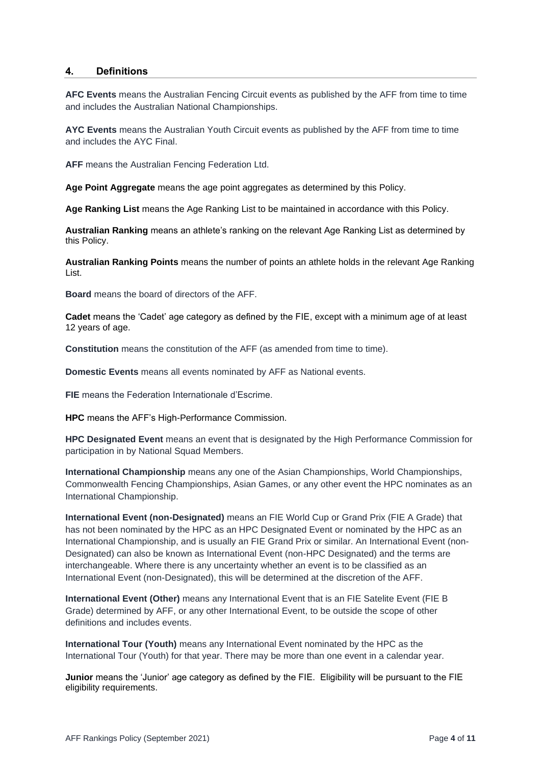## 4. Definitions

**AFC Events** means the Australian Fencing Circuit events as published by the AFF from time to time and includes the Australian National Championships.

**AYC Events** means the Australian Youth Circuit events as published by the AFF from time to time and includes the AYC Final.

**AFF** means the Australian Fencing Federation Ltd.

**Age Point Aggregate** means the age point aggregates as determined by this Policy.

**Age Ranking List** means the Age Ranking List to be maintained in accordance with this Policy.

**Australian Ranking** means an athlete's ranking on the relevant Age Ranking List as determined by this Policy.

**Australian Ranking Points** means the number of points an athlete holds in the relevant Age Ranking List.

**Board** means the board of directors of the AFF.

**Cadet** means the 'Cadet' age category as defined by the FIE, except with a minimum age of at least 12 years of age.

**Constitution** means the constitution of the AFF (as amended from time to time).

**Domestic Events** means all events nominated by AFF as National events.

**FIE** means the Federation Internationale d'Escrime.

**HPC** means the AFF's High-Performance Commission.

**HPC Designated Event** means an event that is designated by the High Performance Commission for participation in by National Squad Members.

**International Championship** means any one of the Asian Championships, World Championships, Commonwealth Fencing Championships, Asian Games, or any other event the HPC nominates as an International Championship.

**International Event (non-Designated)** means an FIE World Cup or Grand Prix (FIE A Grade) that has not been nominated by the HPC as an HPC Designated Event or nominated by the HPC as an International Championship, and is usually an FIE Grand Prix or similar. An International Event (non-Designated) can also be known as International Event (non-HPC Designated) and the terms are interchangeable. Where there is any uncertainty whether an event is to be classified as an International Event (non-Designated), this will be determined at the discretion of the AFF.

**International Event (Other)** means any International Event that is an FIE Satelite Event (FIE B Grade) determined by AFF, or any other International Event, to be outside the scope of other definitions and includes events.

**International Tour (Youth)** means any International Event nominated by the HPC as the International Tour (Youth) for that year. There may be more than one event in a calendar year.

**Junior** means the 'Junior' age category as defined by the FIE. Eligibility will be pursuant to the FIE eligibility requirements.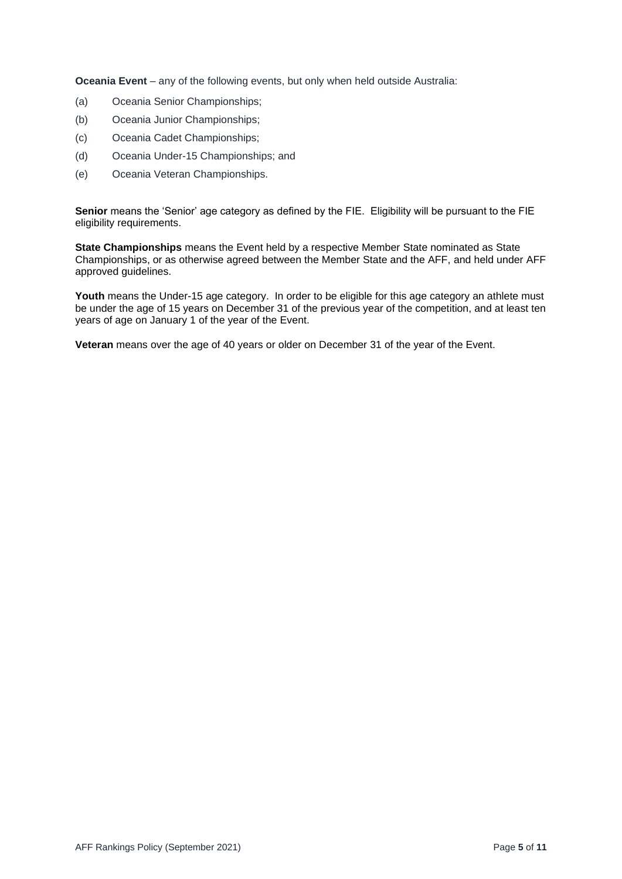**Oceania Event** – any of the following events, but only when held outside Australia:

(a) Oceania Senior Championships;

(b) Oceania Junior Championships;

(c) Oceania Cadet Championships;

(d) Oceania Under-15 Championships; and

(e) Oceania Veteran Championships.

**Senior** means the 'Senior' age category as defined by the FIE. Eligibility will be pursuant to the FIE eligibility requirements.

**State Championships** means the Event held by a respective Member State nominated as State Championships, or as otherwise agreed between the Member State and the AFF, and held under AFF approved guidelines.

**Youth** means the Under-15 age category. In order to be eligible for this age category an athlete must be under the age of 15 years on December 31 of the previous year of the competition, and at least ten years of age on January 1 of the year of the Event.

**Veteran** means over the age of 40 years or older on December 31 of the year of the Event.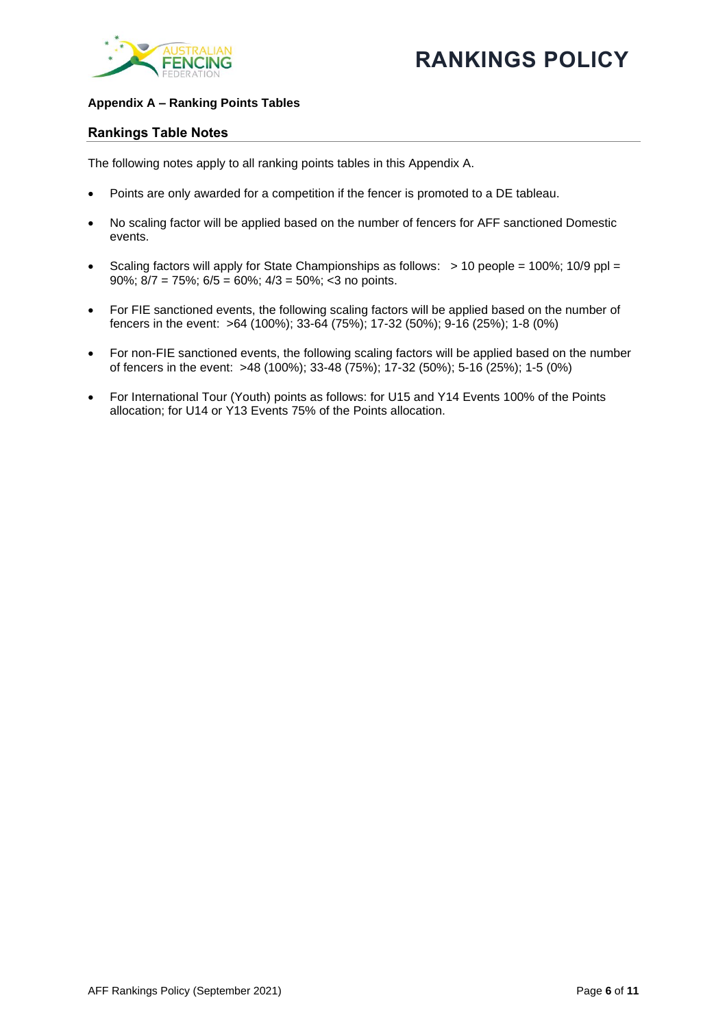**Appendix A – Ranking Points Tables**

## Rankings Table Notes

The following notes apply to all ranking points tables in this Appendix A.

- Points are only awarded for a competition if the fencer is promoted to a DE tableau.
- No scaling factor will be applied based on the number of fencers for AFF sanctioned Domestic events.
- Scaling factors will apply for State Championships as follows: > 10 people = 100%; 10/9 ppl = 90%; 8/7 = 75%; 6/5 = 60%; 4/3 = 50%; <3 no points.
- For FIE sanctioned events, the following scaling factors will be applied based on the number of fencers in the event: >64 (100%); 33-64 (75%); 17-32 (50%); 9-16 (25%); 1-8 (0%)
- For non-FIE sanctioned events, the following scaling factors will be applied based on the number of fencers in the event: >48 (100%); 33-48 (75%); 17-32 (50%); 5-16 (25%); 1-5 (0%)
- For International Tour (Youth) points as follows: for U15 and Y14 Events 100% of the Points allocation; for U14 or Y13 Events 75% of the Points allocation.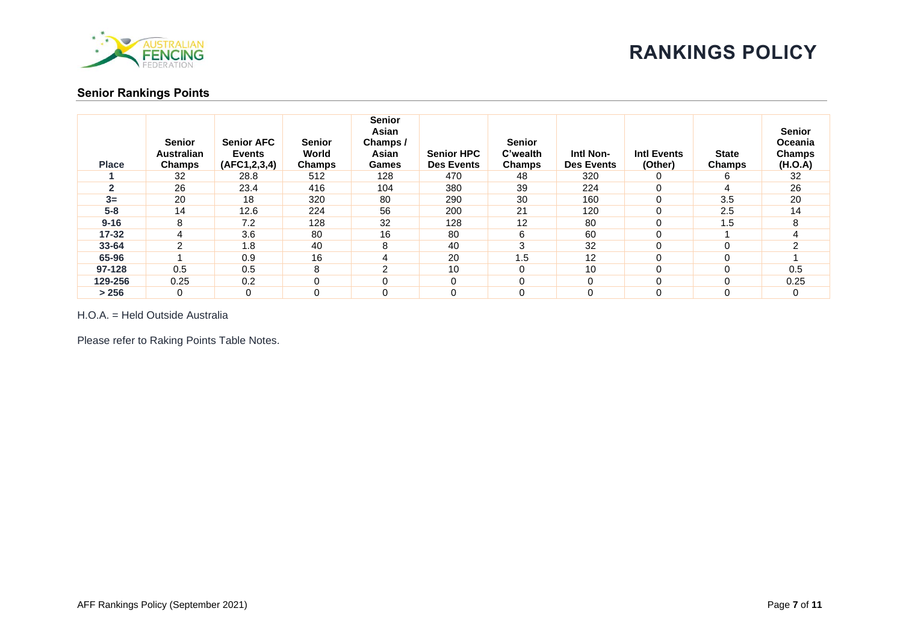# RANKINGS POLICY

## Senior Rankings Points

| Place | Senior Australian Champs | Senior AFC Events (AFC1,2,3,4) | Senior World Champs | Senior Asian Champs / Asian Games | Senior HPC Des Events | Senior C'wealth Champs | Intl Non-Des Events | Intl Events (Other) | State Champs | Senior Oceania Champs (H.O.A) |
|---|---|---|---|---|---|---|---|---|---|---|
| **1** | 32 | 28.8 | 512 | 128 | 470 | 48 | 320 | 0 | 6 | 32 |
| **2** | 26 | 23.4 | 416 | 104 | 380 | 39 | 224 | 0 | 4 | 26 |
| **3=** | 20 | 18 | 320 | 80 | 290 | 30 | 160 | 0 | 3.5 | 20 |
| **5-8** | 14 | 12.6 | 224 | 56 | 200 | 21 | 120 | 0 | 2.5 | 14 |
| **9-16** | 8 | 7.2 | 128 | 32 | 128 | 12 | 80 | 0 | 1.5 | 8 |
| **17-32** | 4 | 3.6 | 80 | 16 | 80 | 6 | 60 | 0 | 1 | 4 |
| **33-64** | 2 | 1.8 | 40 | 8 | 40 | 3 | 32 | 0 | 0 | 2 |
| **65-96** | 1 | 0.9 | 16 | 4 | 20 | 1.5 | 12 | 0 | 0 | 1 |
| **97-128** | 0.5 | 0.5 | 8 | 2 | 10 | 0 | 10 | 0 | 0 | 0.5 |
| **129-256** | 0.25 | 0.2 | 0 | 0 | 0 | 0 | 0 | 0 | 0 | 0.25 |
| **> 256** | 0 | 0 | 0 | 0 | 0 | 0 | 0 | 0 | 0 | 0 |

H.O.A. = Held Outside Australia

Please refer to Raking Points Table Notes.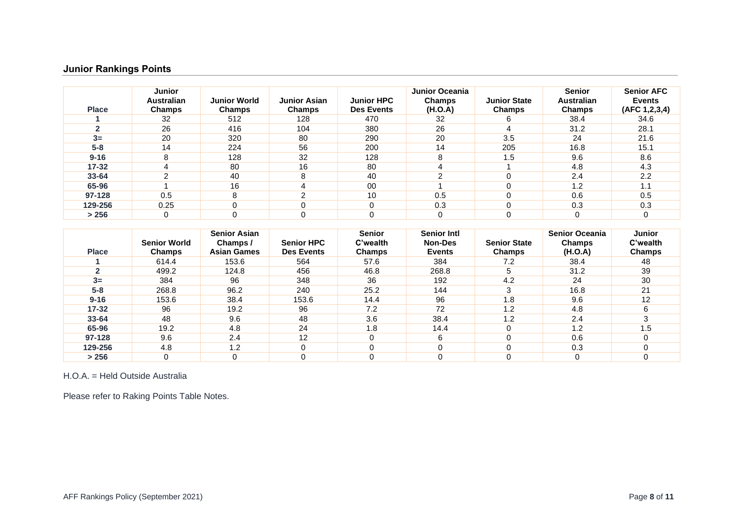## Junior Rankings Points

| Place | Junior Australian Champs | Junior World Champs | Junior Asian Champs | Junior HPC Des Events | Junior Oceania Champs (H.O.A) | Junior State Champs | Senior Australian Champs | Senior AFC Events (AFC 1,2,3,4) |
|---|---|---|---|---|---|---|---|---|
| **1** | 32 | 512 | 128 | 470 | 32 | 6 | 38.4 | 34.6 |
| **2** | 26 | 416 | 104 | 380 | 26 | 4 | 31.2 | 28.1 |
| **3=** | 20 | 320 | 80 | 290 | 20 | 3.5 | 24 | 21.6 |
| **5-8** | 14 | 224 | 56 | 200 | 14 | 205 | 16.8 | 15.1 |
| **9-16** | 8 | 128 | 32 | 128 | 8 | 1.5 | 9.6 | 8.6 |
| **17-32** | 4 | 80 | 16 | 80 | 4 | 1 | 4.8 | 4.3 |
| **33-64** | 2 | 40 | 8 | 40 | 2 | 0 | 2.4 | 2.2 |
| **65-96** | 1 | 16 | 4 | 00 | 1 | 0 | 1.2 | 1.1 |
| **97-128** | 0.5 | 8 | 2 | 10 | 0.5 | 0 | 0.6 | 0.5 |
| **129-256** | 0.25 | 0 | 0 | 0 | 0.3 | 0 | 0.3 | 0.3 |
| **> 256** | 0 | 0 | 0 | 0 | 0 | 0 | 0 | 0 |

| Place | Senior World Champs | Senior Asian Champs / Asian Games | Senior HPC Des Events | Senior C'wealth Champs | Senior Intl Non-Des Events | Senior State Champs | Senior Oceania Champs (H.O.A) | Junior C'wealth Champs |
|---|---|---|---|---|---|---|---|---|
| **1** | 614.4 | 153.6 | 564 | 57.6 | 384 | 7.2 | 38.4 | 48 |
| **2** | 499.2 | 124.8 | 456 | 46.8 | 268.8 | 5 | 31.2 | 39 |
| **3=** | 384 | 96 | 348 | 36 | 192 | 4.2 | 24 | 30 |
| **5-8** | 268.8 | 96.2 | 240 | 25.2 | 144 | 3 | 16.8 | 21 |
| **9-16** | 153.6 | 38.4 | 153.6 | 14.4 | 96 | 1.8 | 9.6 | 12 |
| **17-32** | 96 | 19.2 | 96 | 7.2 | 72 | 1.2 | 4.8 | 6 |
| **33-64** | 48 | 9.6 | 48 | 3.6 | 38.4 | 1.2 | 2.4 | 3 |
| **65-96** | 19.2 | 4.8 | 24 | 1.8 | 14.4 | 0 | 1.2 | 1.5 |
| **97-128** | 9.6 | 2.4 | 12 | 0 | 6 | 0 | 0.6 | 0 |
| **129-256** | 4.8 | 1.2 | 0 | 0 | 0 | 0 | 0.3 | 0 |
| **> 256** | 0 | 0 | 0 | 0 | 0 | 0 | 0 | 0 |

H.O.A. = Held Outside Australia

Please refer to Raking Points Table Notes.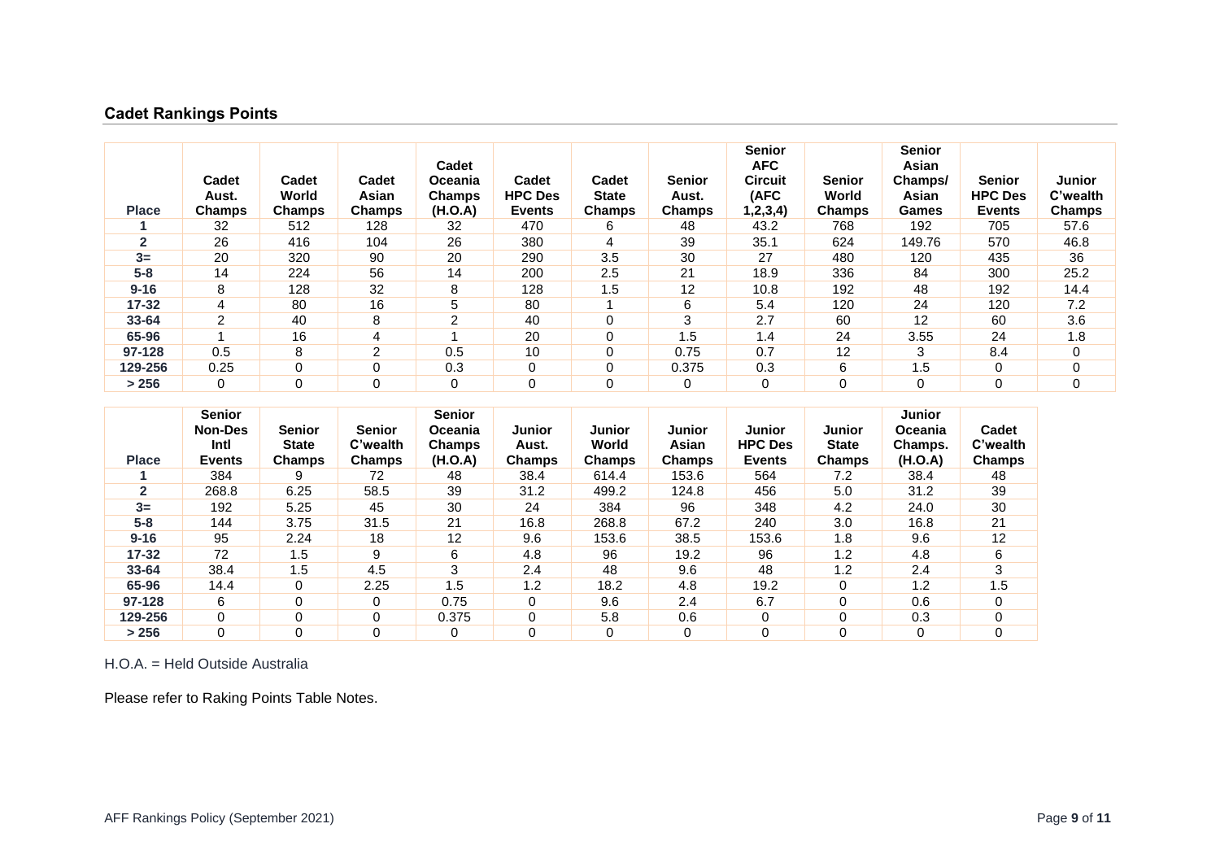## Cadet Rankings Points

| Place | Cadet Aust. Champs | Cadet World Champs | Cadet Asian Champs | Cadet Oceania Champs (H.O.A) | Cadet HPC Des Events | Cadet State Champs | Senior Aust. Champs | Senior AFC Circuit (AFC 1,2,3,4) | Senior World Champs | Senior Asian Champs/ Asian Games | Senior HPC Des Events | Junior C'wealth Champs |
|---|---|---|---|---|---|---|---|---|---|---|---|---|
| **1** | 32 | 512 | 128 | 32 | 470 | 6 | 48 | 43.2 | 768 | 192 | 705 | 57.6 |
| **2** | 26 | 416 | 104 | 26 | 380 | 4 | 39 | 35.1 | 624 | 149.76 | 570 | 46.8 |
| **3=** | 20 | 320 | 90 | 20 | 290 | 3.5 | 30 | 27 | 480 | 120 | 435 | 36 |
| **5-8** | 14 | 224 | 56 | 14 | 200 | 2.5 | 21 | 18.9 | 336 | 84 | 300 | 25.2 |
| **9-16** | 8 | 128 | 32 | 8 | 128 | 1.5 | 12 | 10.8 | 192 | 48 | 192 | 14.4 |
| **17-32** | 4 | 80 | 16 | 5 | 80 | 1 | 6 | 5.4 | 120 | 24 | 120 | 7.2 |
| **33-64** | 2 | 40 | 8 | 2 | 40 | 0 | 3 | 2.7 | 60 | 12 | 60 | 3.6 |
| **65-96** | 1 | 16 | 4 | 1 | 20 | 0 | 1.5 | 1.4 | 24 | 3.55 | 24 | 1.8 |
| **97-128** | 0.5 | 8 | 2 | 0.5 | 10 | 0 | 0.75 | 0.7 | 12 | 3 | 8.4 | 0 |
| **129-256** | 0.25 | 0 | 0 | 0.3 | 0 | 0 | 0.375 | 0.3 | 6 | 1.5 | 0 | 0 |
| **> 256** | 0 | 0 | 0 | 0 | 0 | 0 | 0 | 0 | 0 | 0 | 0 | 0 |

| Place | Senior Non-Des Intl Events | Senior State Champs | Senior C'wealth Champs | Senior Oceania Champs (H.O.A) | Junior Aust. Champs | Junior World Champs | Junior Asian Champs | Junior HPC Des Events | Junior State Champs | Junior Oceania Champs. (H.O.A) | Cadet C'wealth Champs |
|---|---|---|---|---|---|---|---|---|---|---|---|
| **1** | 384 | 9 | 72 | 48 | 38.4 | 614.4 | 153.6 | 564 | 7.2 | 38.4 | 48 |
| **2** | 268.8 | 6.25 | 58.5 | 39 | 31.2 | 499.2 | 124.8 | 456 | 5.0 | 31.2 | 39 |
| **3=** | 192 | 5.25 | 45 | 30 | 24 | 384 | 96 | 348 | 4.2 | 24.0 | 30 |
| **5-8** | 144 | 3.75 | 31.5 | 21 | 16.8 | 268.8 | 67.2 | 240 | 3.0 | 16.8 | 21 |
| **9-16** | 95 | 2.24 | 18 | 12 | 9.6 | 153.6 | 38.5 | 153.6 | 1.8 | 9.6 | 12 |
| **17-32** | 72 | 1.5 | 9 | 6 | 4.8 | 96 | 19.2 | 96 | 1.2 | 4.8 | 6 |
| **33-64** | 38.4 | 1.5 | 4.5 | 3 | 2.4 | 48 | 9.6 | 48 | 1.2 | 2.4 | 3 |
| **65-96** | 14.4 | 0 | 2.25 | 1.5 | 1.2 | 18.2 | 4.8 | 19.2 | 0 | 1.2 | 1.5 |
| **97-128** | 6 | 0 | 0 | 0.75 | 0 | 9.6 | 2.4 | 6.7 | 0 | 0.6 | 0 |
| **129-256** | 0 | 0 | 0 | 0.375 | 0 | 5.8 | 0.6 | 0 | 0 | 0.3 | 0 |
| **> 256** | 0 | 0 | 0 | 0 | 0 | 0 | 0 | 0 | 0 | 0 | 0 |

H.O.A. = Held Outside Australia

Please refer to Raking Points Table Notes.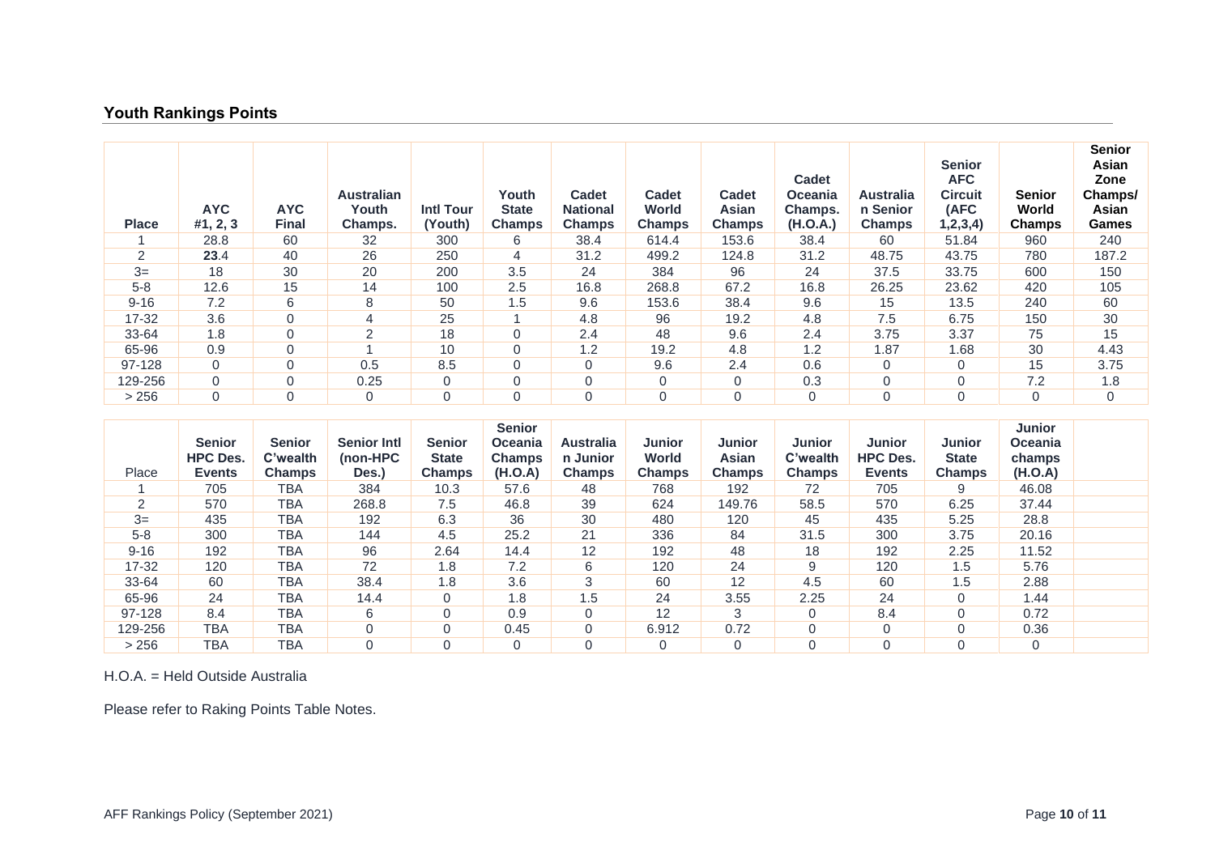## Youth Rankings Points

| Place | AYC #1, 2, 3 | AYC Final | Australian Youth Champs. | Intl Tour (Youth) | Youth State Champs | Cadet National Champs | Cadet World Champs | Cadet Asian Champs | Cadet Oceania Champs. (H.O.A.) | Australian Senior Champs | Senior AFC Circuit (AFC 1,2,3,4) | Senior World Champs | Senior Asian Zone Champs/ Asian Games |
|---|---|---|---|---|---|---|---|---|---|---|---|---|---|
| 1 | 28.8 | 60 | 32 | 300 | 6 | 38.4 | 614.4 | 153.6 | 38.4 | 60 | 51.84 | 960 | 240 |
| 2 | **23**.4 | 40 | 26 | 250 | 4 | 31.2 | 499.2 | 124.8 | 31.2 | 48.75 | 43.75 | 780 | 187.2 |
| 3= | 18 | 30 | 20 | 200 | 3.5 | 24 | 384 | 96 | 24 | 37.5 | 33.75 | 600 | 150 |
| 5-8 | 12.6 | 15 | 14 | 100 | 2.5 | 16.8 | 268.8 | 67.2 | 16.8 | 26.25 | 23.62 | 420 | 105 |
| 9-16 | 7.2 | 6 | 8 | 50 | 1.5 | 9.6 | 153.6 | 38.4 | 9.6 | 15 | 13.5 | 240 | 60 |
| 17-32 | 3.6 | 0 | 4 | 25 | 1 | 4.8 | 96 | 19.2 | 4.8 | 7.5 | 6.75 | 150 | 30 |
| 33-64 | 1.8 | 0 | 2 | 18 | 0 | 2.4 | 48 | 9.6 | 2.4 | 3.75 | 3.37 | 75 | 15 |
| 65-96 | 0.9 | 0 | 1 | 10 | 0 | 1.2 | 19.2 | 4.8 | 1.2 | 1.87 | 1.68 | 30 | 4.43 |
| 97-128 | 0 | 0 | 0.5 | 8.5 | 0 | 0 | 9.6 | 2.4 | 0.6 | 0 | 0 | 15 | 3.75 |
| 129-256 | 0 | 0 | 0.25 | 0 | 0 | 0 | 0 | 0 | 0.3 | 0 | 0 | 7.2 | 1.8 |
| > 256 | 0 | 0 | 0 | 0 | 0 | 0 | 0 | 0 | 0 | 0 | 0 | 0 | 0 |

| Place | Senior HPC Des. Events | Senior C'wealth Champs | Senior Intl (non-HPC Des.) | Senior State Champs | Senior Oceania Champs (H.O.A) | Australian Junior Champs | Junior World Champs | Junior Asian Champs | Junior C'wealth Champs | Junior HPC Des. Events | Junior State Champs | Junior Oceania champs (H.O.A) | |
|---|---|---|---|---|---|---|---|---|---|---|---|---|---|
| 1 | 705 | TBA | 384 | 10.3 | 57.6 | 48 | 768 | 192 | 72 | 705 | 9 | 46.08 | |
| 2 | 570 | TBA | 268.8 | 7.5 | 46.8 | 39 | 624 | 149.76 | 58.5 | 570 | 6.25 | 37.44 | |
| 3= | 435 | TBA | 192 | 6.3 | 36 | 30 | 480 | 120 | 45 | 435 | 5.25 | 28.8 | |
| 5-8 | 300 | TBA | 144 | 4.5 | 25.2 | 21 | 336 | 84 | 31.5 | 300 | 3.75 | 20.16 | |
| 9-16 | 192 | TBA | 96 | 2.64 | 14.4 | 12 | 192 | 48 | 18 | 192 | 2.25 | 11.52 | |
| 17-32 | 120 | TBA | 72 | 1.8 | 7.2 | 6 | 120 | 24 | 9 | 120 | 1.5 | 5.76 | |
| 33-64 | 60 | TBA | 38.4 | 1.8 | 3.6 | 3 | 60 | 12 | 4.5 | 60 | 1.5 | 2.88 | |
| 65-96 | 24 | TBA | 14.4 | 0 | 1.8 | 1.5 | 24 | 3.55 | 2.25 | 24 | 0 | 1.44 | |
| 97-128 | 8.4 | TBA | 6 | 0 | 0.9 | 0 | 12 | 3 | 0 | 8.4 | 0 | 0.72 | |
| 129-256 | TBA | TBA | 0 | 0 | 0.45 | 0 | 6.912 | 0.72 | 0 | 0 | 0 | 0.36 | |
| > 256 | TBA | TBA | 0 | 0 | 0 | 0 | 0 | 0 | 0 | 0 | 0 | 0 | |

H.O.A. = Held Outside Australia

Please refer to Raking Points Table Notes.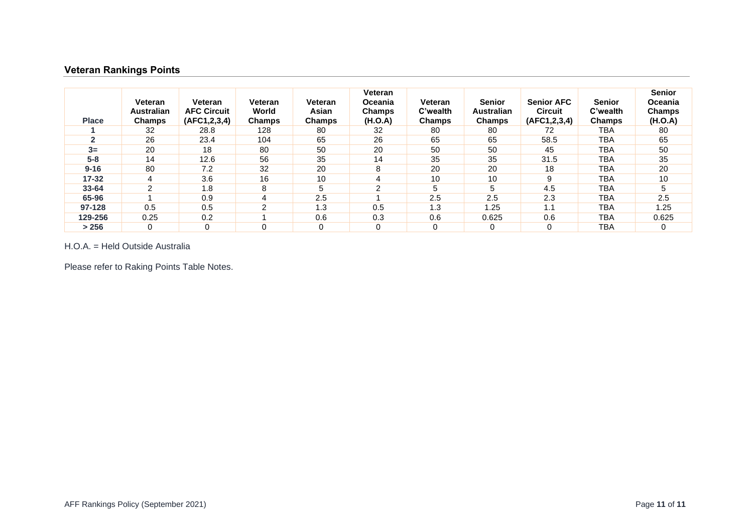## Veteran Rankings Points

| Place | Veteran Australian Champs | Veteran AFC Circuit (AFC1,2,3,4) | Veteran World Champs | Veteran Asian Champs | Veteran Oceania Champs (H.O.A) | Veteran C'wealth Champs | Senior Australian Champs | Senior AFC Circuit (AFC1,2,3,4) | Senior C'wealth Champs | Senior Oceania Champs (H.O.A) |
|---|---|---|---|---|---|---|---|---|---|---|
| **1** | 32 | 28.8 | 128 | 80 | 32 | 80 | 80 | 72 | TBA | 80 |
| **2** | 26 | 23.4 | 104 | 65 | 26 | 65 | 65 | 58.5 | TBA | 65 |
| **3=** | 20 | 18 | 80 | 50 | 20 | 50 | 50 | 45 | TBA | 50 |
| **5-8** | 14 | 12.6 | 56 | 35 | 14 | 35 | 35 | 31.5 | TBA | 35 |
| **9-16** | 80 | 7.2 | 32 | 20 | 8 | 20 | 20 | 18 | TBA | 20 |
| **17-32** | 4 | 3.6 | 16 | 10 | 4 | 10 | 10 | 9 | TBA | 10 |
| **33-64** | 2 | 1.8 | 8 | 5 | 2 | 5 | 5 | 4.5 | TBA | 5 |
| **65-96** | 1 | 0.9 | 4 | 2.5 | 1 | 2.5 | 2.5 | 2.3 | TBA | 2.5 |
| **97-128** | 0.5 | 0.5 | 2 | 1.3 | 0.5 | 1.3 | 1.25 | 1.1 | TBA | 1.25 |
| **129-256** | 0.25 | 0.2 | 1 | 0.6 | 0.3 | 0.6 | 0.625 | 0.6 | TBA | 0.625 |
| **> 256** | 0 | 0 | 0 | 0 | 0 | 0 | 0 | 0 | TBA | 0 |

H.O.A. = Held Outside Australia

Please refer to Raking Points Table Notes.